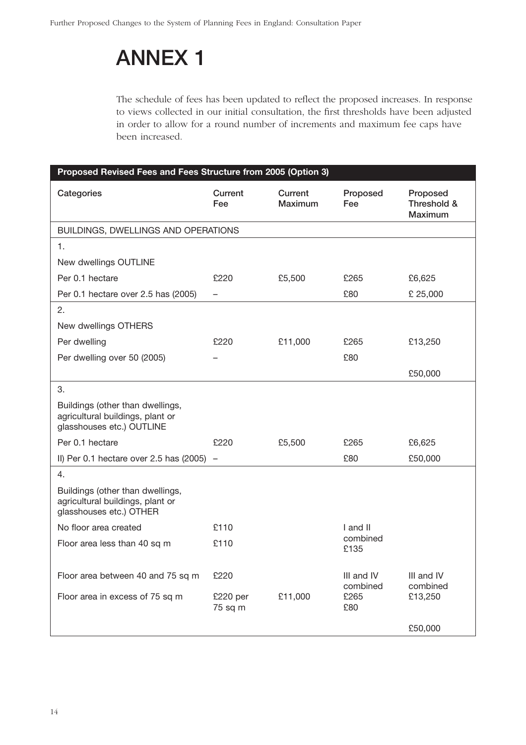# ANNEX 1

The schedule of fees has been updated to reflect the proposed increases. In response to views collected in our initial consultation, the first thresholds have been adjusted in order to allow for a round number of increments and maximum fee caps have been increased.

| **Proposed Revised Fees and Fees Structure from 2005 (Option 3)** | | | | |
|---|---|---|---|---|
| **Categories** | **Current Fee** | **Current Maximum** | **Proposed Fee** | **Proposed Threshold & Maximum** |
| BUILDINGS, DWELLINGS AND OPERATIONS | | | | |
| 1. | | | | |
| New dwellings OUTLINE | | | | |
| Per 0.1 hectare | £220 | £5,500 | £265 | £6,625 |
| Per 0.1 hectare over 2.5 has (2005) | – | | £80 | £ 25,000 |
| 2. | | | | |
| New dwellings OTHERS | | | | |
| Per dwelling | £220 | £11,000 | £265 | £13,250 |
| Per dwelling over 50 (2005) | – | | £80 | |
| | | | | £50,000 |
| 3. | | | | |
| Buildings (other than dwellings, agricultural buildings, plant or glasshouses etc.) OUTLINE | | | | |
| Per 0.1 hectare | £220 | £5,500 | £265 | £6,625 |
| II) Per 0.1 hectare over 2.5 has (2005) | – | | £80 | £50,000 |
| 4. | | | | |
| Buildings (other than dwellings, agricultural buildings, plant or glasshouses etc.) OTHER | | | | |
| No floor area created | £110 | | I and II combined £135 | |
| Floor area less than 40 sq m | £110 | | | |
| Floor area between 40 and 75 sq m | £220 | | III and IV combined £265 | III and IV combined £13,250 |
| Floor area in excess of 75 sq m | £220 per 75 sq m | £11,000 | £80 | |
| | | | | £50,000 |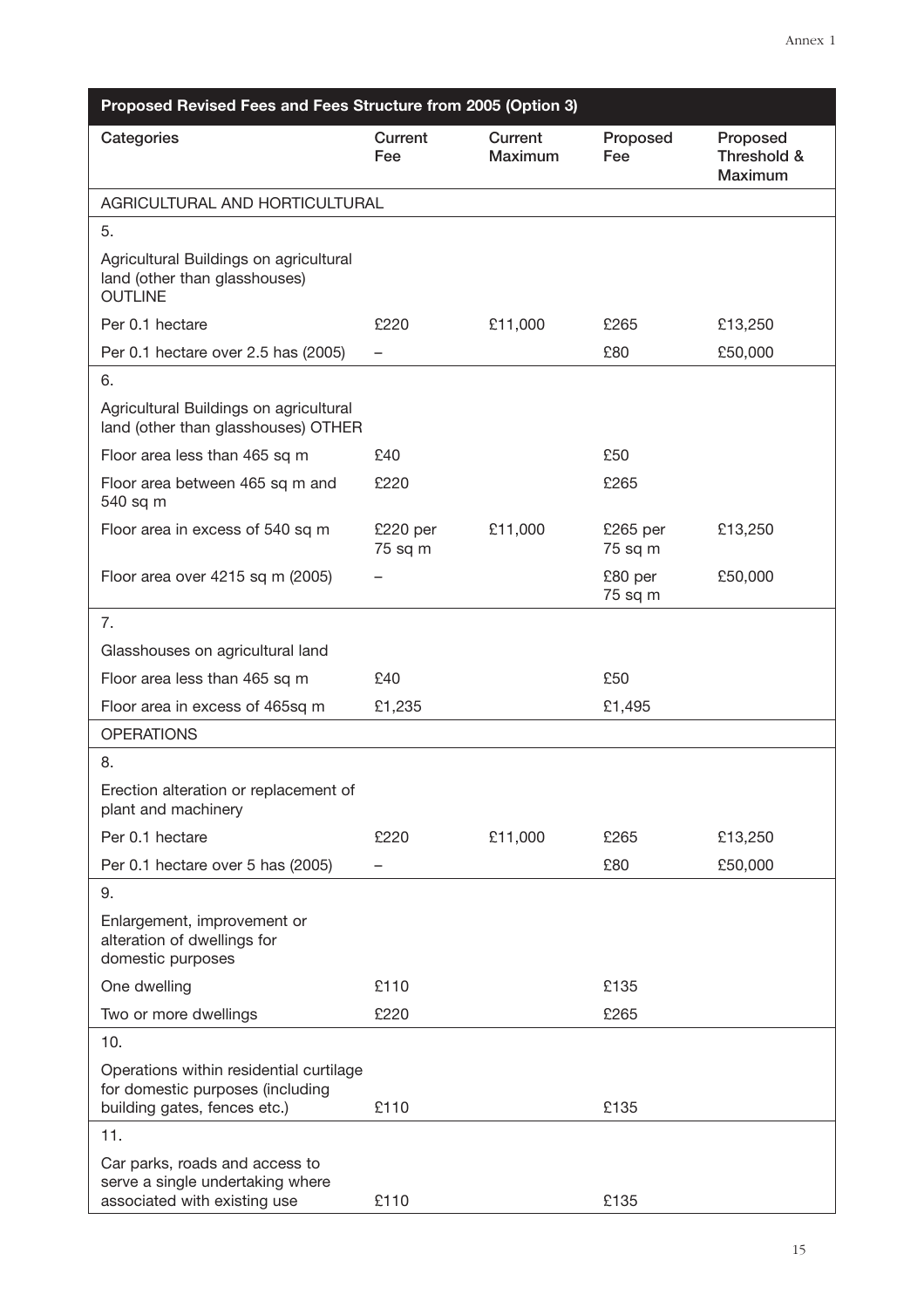| Proposed Revised Fees and Fees Structure from 2005 (Option 3) | | | | |
|---|---|---|---|---|
| Categories | Current Fee | Current Maximum | Proposed Fee | Proposed Threshold & Maximum |
| AGRICULTURAL AND HORTICULTURAL | | | | |
| 5. | | | | |
| Agricultural Buildings on agricultural land (other than glasshouses) OUTLINE | | | | |
| Per 0.1 hectare | £220 | £11,000 | £265 | £13,250 |
| Per 0.1 hectare over 2.5 has (2005) | – | | £80 | £50,000 |
| 6. | | | | |
| Agricultural Buildings on agricultural land (other than glasshouses) OTHER | | | | |
| Floor area less than 465 sq m | £40 | | £50 | |
| Floor area between 465 sq m and 540 sq m | £220 | | £265 | |
| Floor area in excess of 540 sq m | £220 per 75 sq m | £11,000 | £265 per 75 sq m | £13,250 |
| Floor area over 4215 sq m (2005) | – | | £80 per 75 sq m | £50,000 |
| 7. | | | | |
| Glasshouses on agricultural land | | | | |
| Floor area less than 465 sq m | £40 | | £50 | |
| Floor area in excess of 465sq m | £1,235 | | £1,495 | |
| OPERATIONS | | | | |
| 8. | | | | |
| Erection alteration or replacement of plant and machinery | | | | |
| Per 0.1 hectare | £220 | £11,000 | £265 | £13,250 |
| Per 0.1 hectare over 5 has (2005) | – | | £80 | £50,000 |
| 9. | | | | |
| Enlargement, improvement or alteration of dwellings for domestic purposes | | | | |
| One dwelling | £110 | | £135 | |
| Two or more dwellings | £220 | | £265 | |
| 10. | | | | |
| Operations within residential curtilage for domestic purposes (including building gates, fences etc.) | £110 | | £135 | |
| 11. | | | | |
| Car parks, roads and access to serve a single undertaking where associated with existing use | £110 | | £135 | |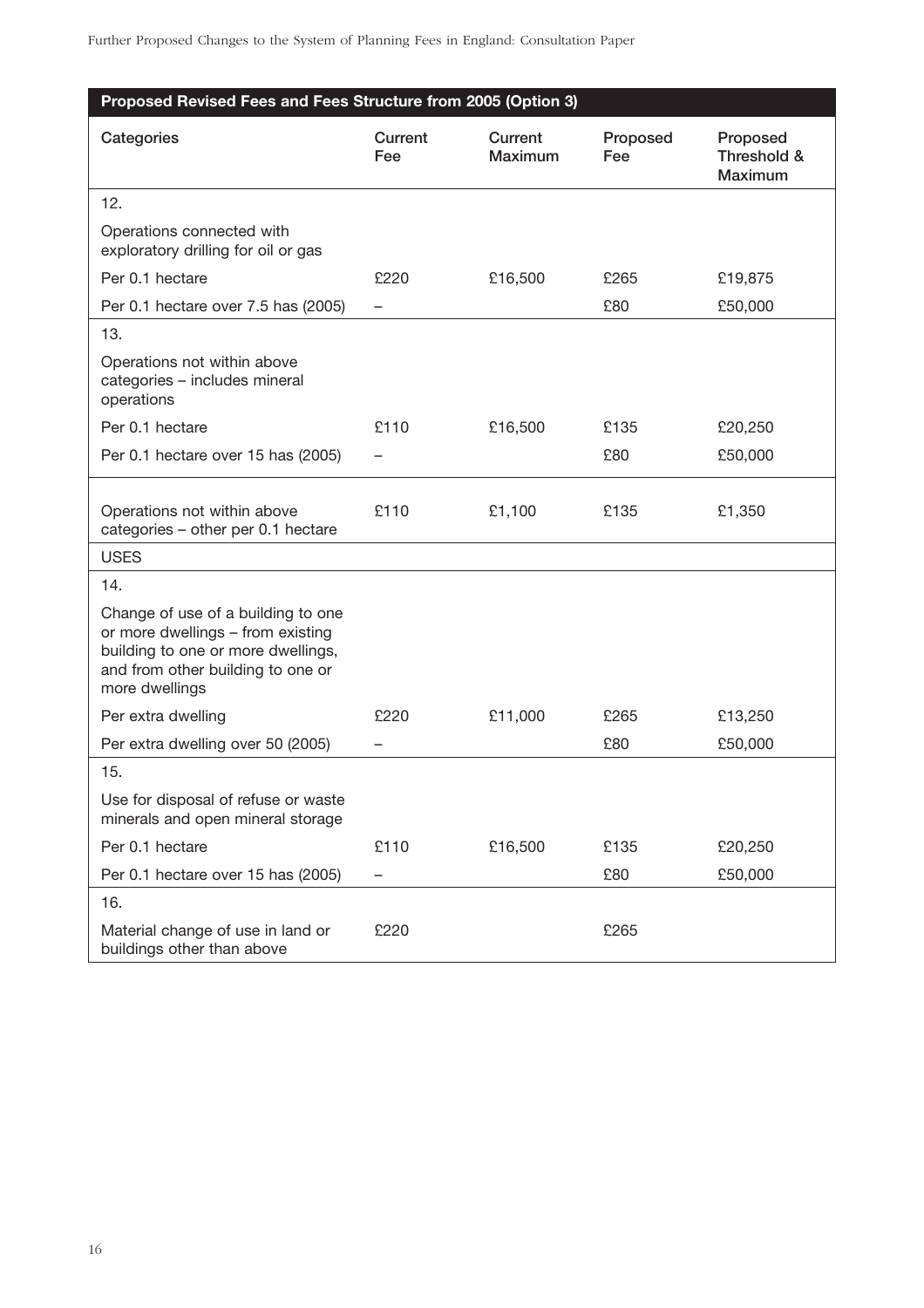| Proposed Revised Fees and Fees Structure from 2005 (Option 3) | | | | |
|---|---|---|---|---|
| **Categories** | **Current Fee** | **Current Maximum** | **Proposed Fee** | **Proposed Threshold & Maximum** |
| 12. | | | | |
| Operations connected with exploratory drilling for oil or gas | | | | |
| Per 0.1 hectare | £220 | £16,500 | £265 | £19,875 |
| Per 0.1 hectare over 7.5 has (2005) | – | | £80 | £50,000 |
| 13. | | | | |
| Operations not within above categories – includes mineral operations | | | | |
| Per 0.1 hectare | £110 | £16,500 | £135 | £20,250 |
| Per 0.1 hectare over 15 has (2005) | – | | £80 | £50,000 |
| Operations not within above categories – other per 0.1 hectare | £110 | £1,100 | £135 | £1,350 |
| USES | | | | |
| 14. | | | | |
| Change of use of a building to one or more dwellings – from existing building to one or more dwellings, and from other building to one or more dwellings | | | | |
| Per extra dwelling | £220 | £11,000 | £265 | £13,250 |
| Per extra dwelling over 50 (2005) | – | | £80 | £50,000 |
| 15. | | | | |
| Use for disposal of refuse or waste minerals and open mineral storage | | | | |
| Per 0.1 hectare | £110 | £16,500 | £135 | £20,250 |
| Per 0.1 hectare over 15 has (2005) | – | | £80 | £50,000 |
| 16. | | | | |
| Material change of use in land or buildings other than above | £220 | | £265 | |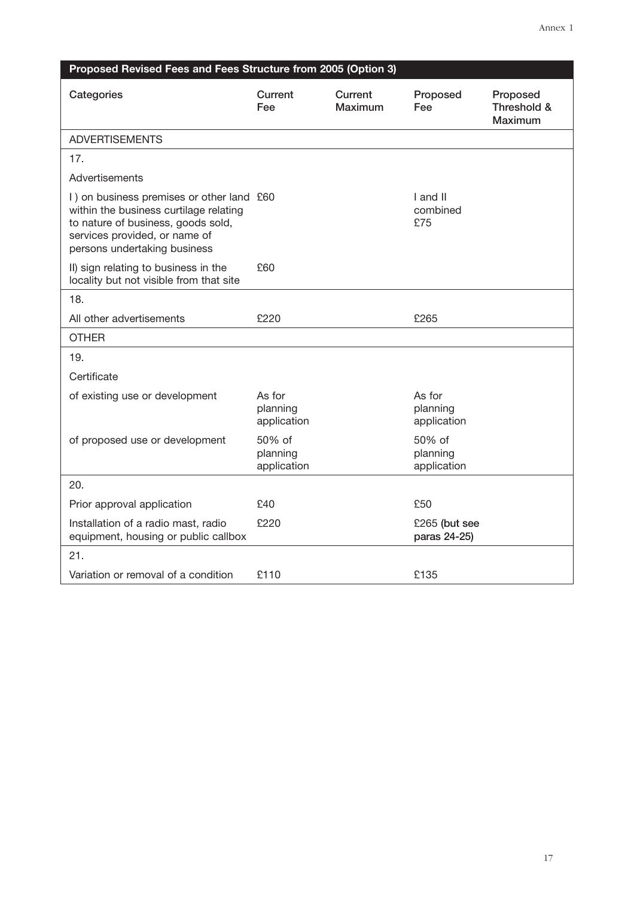| Proposed Revised Fees and Fees Structure from 2005 (Option 3) | | | | |
|---|---|---|---|---|
| **Categories** | **Current Fee** | **Current Maximum** | **Proposed Fee** | **Proposed Threshold & Maximum** |
| ADVERTISEMENTS | | | | |
| 17. | | | | |
| Advertisements | | | | |
| I ) on business premises or other land within the business curtilage relating to nature of business, goods sold, services provided, or name of persons undertaking business | £60 | | I and II combined £75 | |
| II) sign relating to business in the locality but not visible from that site | £60 | | | |
| 18. | | | | |
| All other advertisements | £220 | | £265 | |
| OTHER | | | | |
| 19. | | | | |
| Certificate | | | | |
| of existing use or development | As for planning application | | As for planning application | |
| of proposed use or development | 50% of planning application | | 50% of planning application | |
| 20. | | | | |
| Prior approval application | £40 | | £50 | |
| Installation of a radio mast, radio equipment, housing or public callbox | £220 | | £265 **(but see paras 24-25)** | |
| 21. | | | | |
| Variation or removal of a condition | £110 | | £135 | |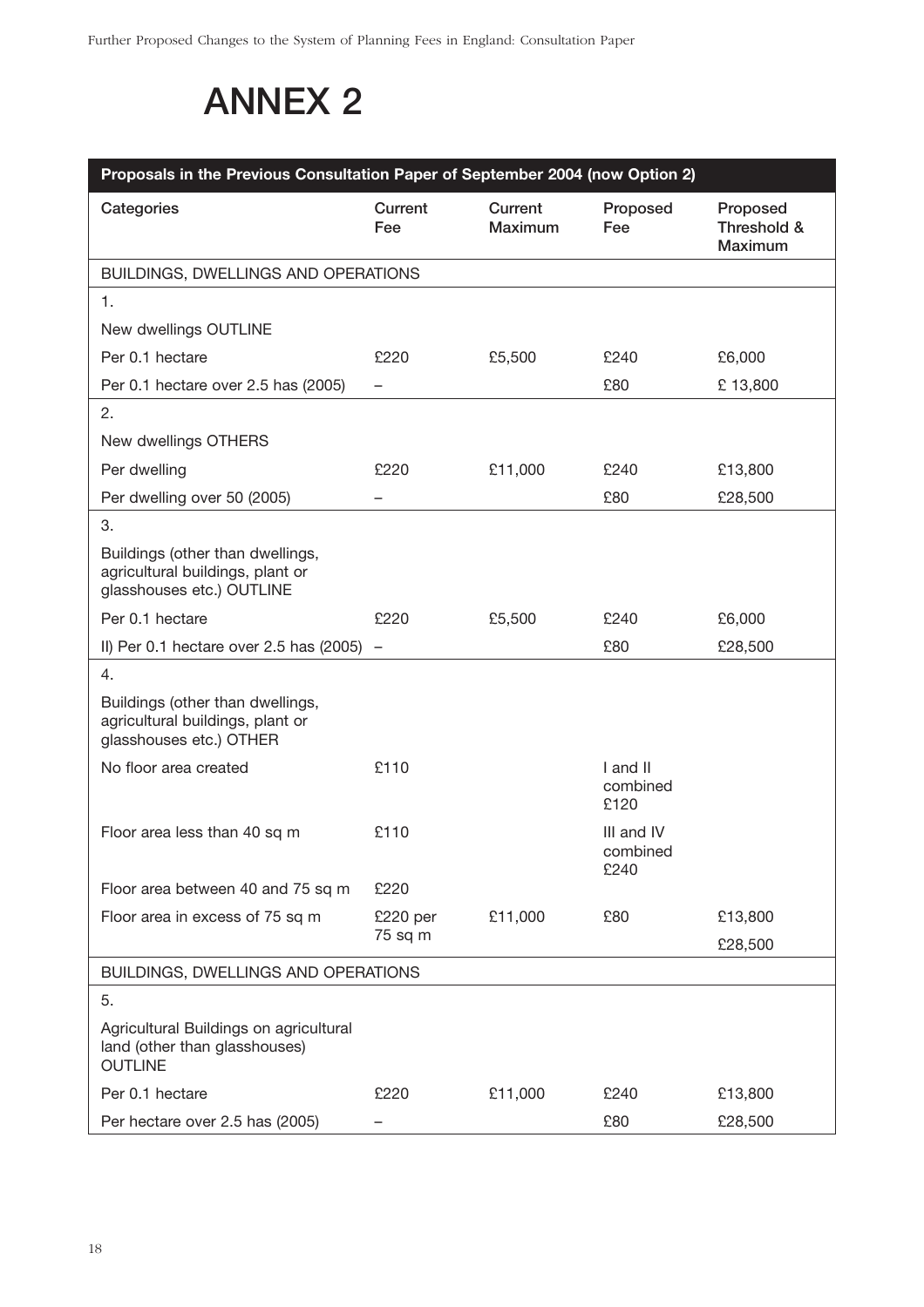# ANNEX 2

| Proposals in the Previous Consultation Paper of September 2004 (now Option 2) | | | | |
|---|---|---|---|---|
| **Categories** | **Current Fee** | **Current Maximum** | **Proposed Fee** | **Proposed Threshold & Maximum** |
| BUILDINGS, DWELLINGS AND OPERATIONS | | | | |
| 1. | | | | |
| New dwellings OUTLINE | | | | |
| Per 0.1 hectare | £220 | £5,500 | £240 | £6,000 |
| Per 0.1 hectare over 2.5 has (2005) | – | | £80 | £ 13,800 |
| 2. | | | | |
| New dwellings OTHERS | | | | |
| Per dwelling | £220 | £11,000 | £240 | £13,800 |
| Per dwelling over 50 (2005) | – | | £80 | £28,500 |
| 3. | | | | |
| Buildings (other than dwellings, agricultural buildings, plant or glasshouses etc.) OUTLINE | | | | |
| Per 0.1 hectare | £220 | £5,500 | £240 | £6,000 |
| II) Per 0.1 hectare over 2.5 has (2005) | – | | £80 | £28,500 |
| 4. | | | | |
| Buildings (other than dwellings, agricultural buildings, plant or glasshouses etc.) OTHER | | | | |
| No floor area created | £110 | | I and II combined £120 | |
| Floor area less than 40 sq m | £110 | | III and IV combined £240 | |
| Floor area between 40 and 75 sq m | £220 | | | |
| Floor area in excess of 75 sq m | £220 per 75 sq m | £11,000 | £80 | £13,800<br>£28,500 |
| BUILDINGS, DWELLINGS AND OPERATIONS | | | | |
| 5. | | | | |
| Agricultural Buildings on agricultural land (other than glasshouses) OUTLINE | | | | |
| Per 0.1 hectare | £220 | £11,000 | £240 | £13,800 |
| Per hectare over 2.5 has (2005) | – | | £80 | £28,500 |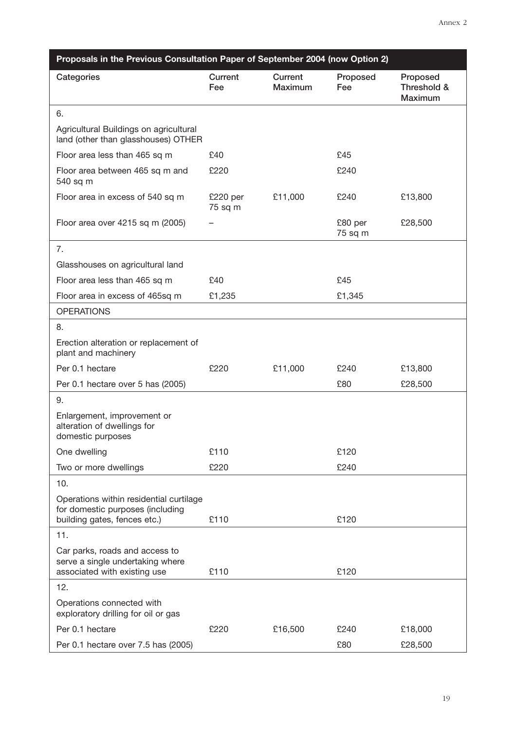| Proposals in the Previous Consultation Paper of September 2004 (now Option 2) | | | | |
|---|---|---|---|---|
| **Categories** | **Current Fee** | **Current Maximum** | **Proposed Fee** | **Proposed Threshold & Maximum** |
| 6. | | | | |
| Agricultural Buildings on agricultural land (other than glasshouses) OTHER | | | | |
| Floor area less than 465 sq m | £40 | | £45 | |
| Floor area between 465 sq m and 540 sq m | £220 | | £240 | |
| Floor area in excess of 540 sq m | £220 per 75 sq m | £11,000 | £240 | £13,800 |
| Floor area over 4215 sq m (2005) | – | | £80 per 75 sq m | £28,500 |
| 7. | | | | |
| Glasshouses on agricultural land | | | | |
| Floor area less than 465 sq m | £40 | | £45 | |
| Floor area in excess of 465sq m | £1,235 | | £1,345 | |
| OPERATIONS | | | | |
| 8. | | | | |
| Erection alteration or replacement of plant and machinery | | | | |
| Per 0.1 hectare | £220 | £11,000 | £240 | £13,800 |
| Per 0.1 hectare over 5 has (2005) | | | £80 | £28,500 |
| 9. | | | | |
| Enlargement, improvement or alteration of dwellings for domestic purposes | | | | |
| One dwelling | £110 | | £120 | |
| Two or more dwellings | £220 | | £240 | |
| 10. | | | | |
| Operations within residential curtilage for domestic purposes (including building gates, fences etc.) | £110 | | £120 | |
| 11. | | | | |
| Car parks, roads and access to serve a single undertaking where associated with existing use | £110 | | £120 | |
| 12. | | | | |
| Operations connected with exploratory drilling for oil or gas | | | | |
| Per 0.1 hectare | £220 | £16,500 | £240 | £18,000 |
| Per 0.1 hectare over 7.5 has (2005) | | | £80 | £28,500 |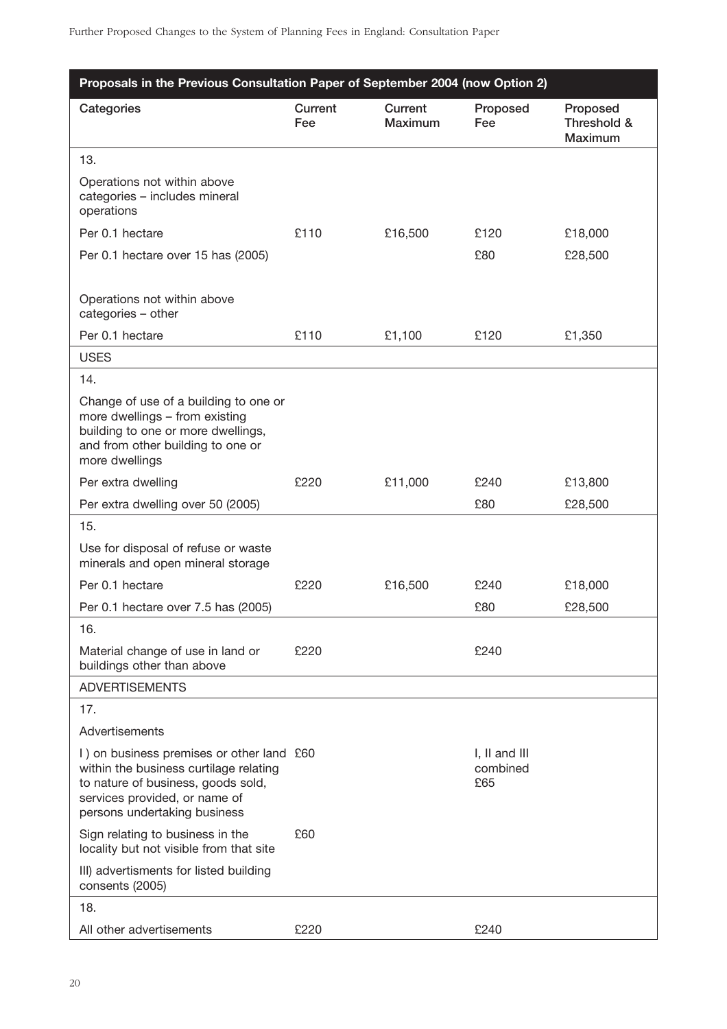| Proposals in the Previous Consultation Paper of September 2004 (now Option 2) | | | | |
|---|---|---|---|---|
| **Categories** | **Current Fee** | **Current Maximum** | **Proposed Fee** | **Proposed Threshold & Maximum** |
| 13. | | | | |
| Operations not within above categories – includes mineral operations | | | | |
| Per 0.1 hectare | £110 | £16,500 | £120 | £18,000 |
| Per 0.1 hectare over 15 has (2005) | | | £80 | £28,500 |
| Operations not within above categories – other | | | | |
| Per 0.1 hectare | £110 | £1,100 | £120 | £1,350 |
| USES | | | | |
| 14. | | | | |
| Change of use of a building to one or more dwellings – from existing building to one or more dwellings, and from other building to one or more dwellings | | | | |
| Per extra dwelling | £220 | £11,000 | £240 | £13,800 |
| Per extra dwelling over 50 (2005) | | | £80 | £28,500 |
| 15. | | | | |
| Use for disposal of refuse or waste minerals and open mineral storage | | | | |
| Per 0.1 hectare | £220 | £16,500 | £240 | £18,000 |
| Per 0.1 hectare over 7.5 has (2005) | | | £80 | £28,500 |
| 16. | | | | |
| Material change of use in land or buildings other than above | £220 | | £240 | |
| ADVERTISEMENTS | | | | |
| 17. | | | | |
| Advertisements | | | | |
| I ) on business premises or other land within the business curtilage relating to nature of business, goods sold, services provided, or name of persons undertaking business | £60 | | I, II and III combined £65 | |
| Sign relating to business in the locality but not visible from that site | £60 | | | |
| III) advertisments for listed building consents (2005) | | | | |
| 18. | | | | |
| All other advertisements | £220 | | £240 | |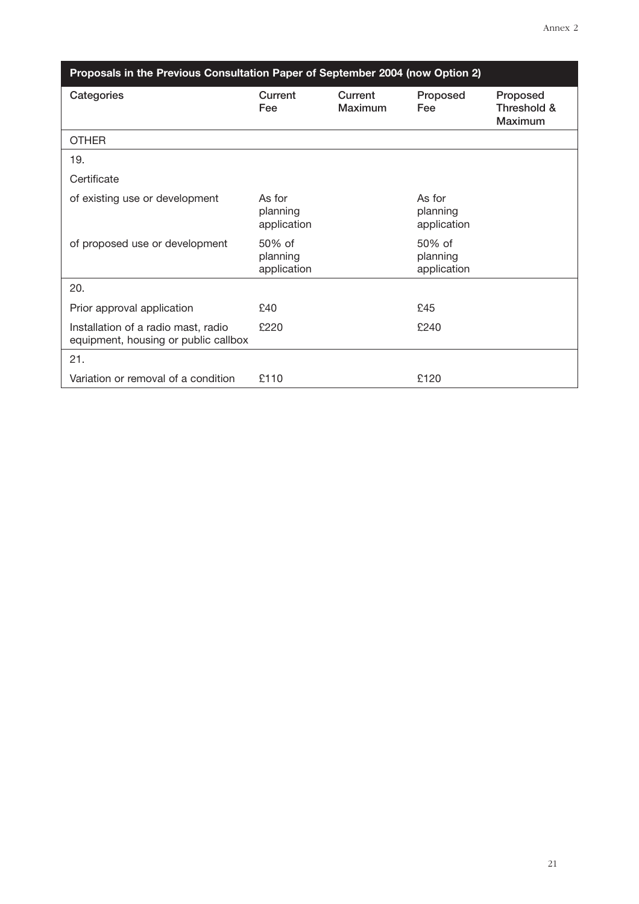| Proposals in the Previous Consultation Paper of September 2004 (now Option 2) | | | | |
|---|---|---|---|---|
| **Categories** | **Current Fee** | **Current Maximum** | **Proposed Fee** | **Proposed Threshold & Maximum** |
| OTHER | | | | |
| 19. | | | | |
| Certificate | | | | |
| of existing use or development | As for planning application | | As for planning application | |
| of proposed use or development | 50% of planning application | | 50% of planning application | |
| 20. | | | | |
| Prior approval application | £40 | | £45 | |
| Installation of a radio mast, radio equipment, housing or public callbox | £220 | | £240 | |
| 21. | | | | |
| Variation or removal of a condition | £110 | | £120 | |